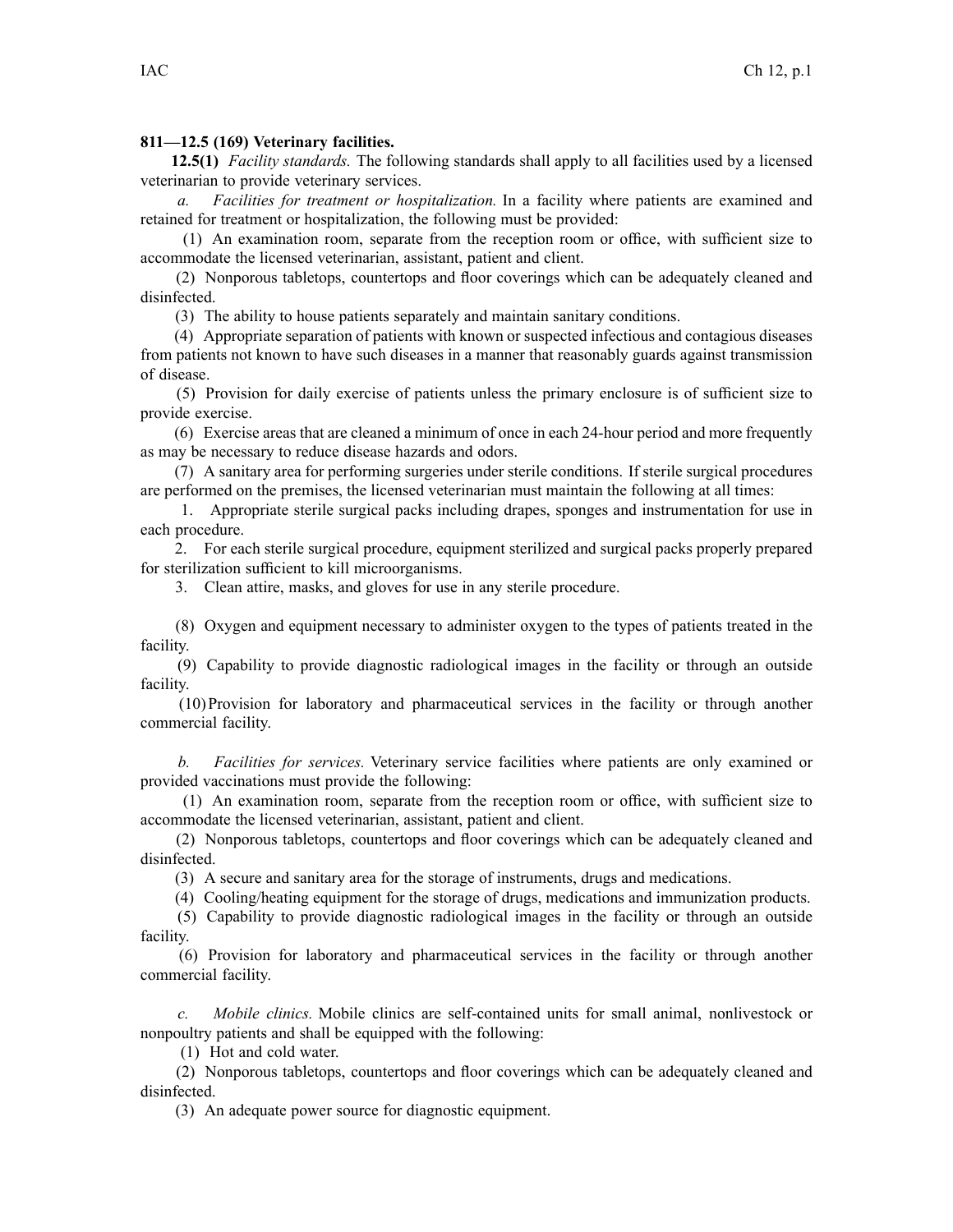**811—12.5 (169) Veterinary facilities.**

**12.5(1)** *Facility standards.* The following standards shall apply to all facilities used by a licensed veterinarian to provide veterinary services.

*a. Facilities for treatment or hospitalization.* In a facility where patients are examined and retained for treatment or hospitalization, the following must be provided:

(1) An examination room, separate from the reception room or office, with sufficient size to accommodate the licensed veterinarian, assistant, patient and client.

(2) Nonporous tabletops, countertops and floor coverings which can be adequately cleaned and disinfected.

(3) The ability to house patients separately and maintain sanitary conditions.

(4) Appropriate separation of patients with known or suspected infectious and contagious diseases from patients not known to have such diseases in a manner that reasonably guards against transmission of disease.

(5) Provision for daily exercise of patients unless the primary enclosure is of sufficient size to provide exercise.

(6) Exercise areas that are cleaned a minimum of once in each 24-hour period and more frequently as may be necessary to reduce disease hazards and odors.

(7) A sanitary area for performing surgeries under sterile conditions. If sterile surgical procedures are performed on the premises, the licensed veterinarian must maintain the following at all times:

1. Appropriate sterile surgical packs including drapes, sponges and instrumentation for use in each procedure.

2. For each sterile surgical procedure, equipment sterilized and surgical packs properly prepared for sterilization sufficient to kill microorganisms.

3. Clean attire, masks, and gloves for use in any sterile procedure.

(8) Oxygen and equipment necessary to administer oxygen to the types of patients treated in the facility.

(9) Capability to provide diagnostic radiological images in the facility or through an outside facility.

(10) Provision for laboratory and pharmaceutical services in the facility or through another commercial facility.

*b. Facilities for services.* Veterinary service facilities where patients are only examined or provided vaccinations must provide the following:

(1) An examination room, separate from the reception room or office, with sufficient size to accommodate the licensed veterinarian, assistant, patient and client.

(2) Nonporous tabletops, countertops and floor coverings which can be adequately cleaned and disinfected.

(3) A secure and sanitary area for the storage of instruments, drugs and medications.

(4) Cooling/heating equipment for the storage of drugs, medications and immunization products.

(5) Capability to provide diagnostic radiological images in the facility or through an outside facility.

(6) Provision for laboratory and pharmaceutical services in the facility or through another commercial facility.

*c. Mobile clinics.* Mobile clinics are self-contained units for small animal, nonlivestock or nonpoultry patients and shall be equipped with the following:

(1) Hot and cold water.

(2) Nonporous tabletops, countertops and floor coverings which can be adequately cleaned and disinfected.

(3) An adequate power source for diagnostic equipment.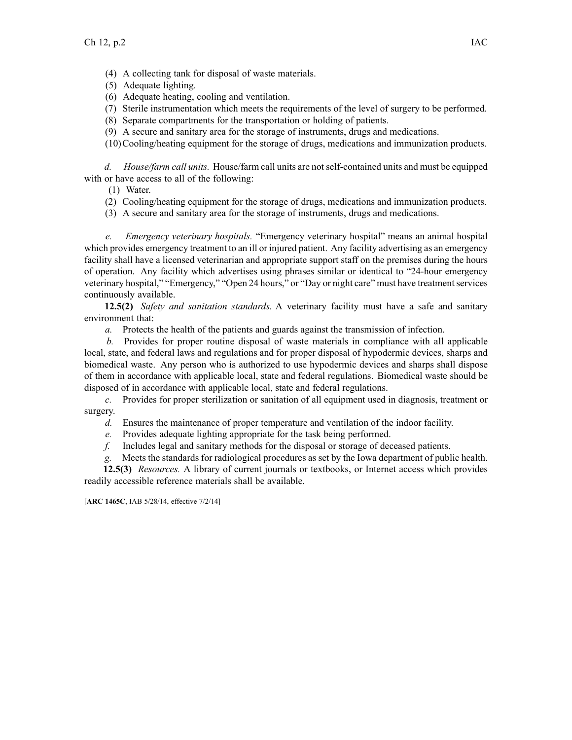(4) A collecting tank for disposal of waste materials.

(5) Adequate lighting.

(6) Adequate heating, cooling and ventilation.

(7) Sterile instrumentation which meets the requirements of the level of surgery to be performed.

(8) Separate compartments for the transportation or holding of patients.

(9) A secure and sanitary area for the storage of instruments, drugs and medications.

(10) Cooling/heating equipment for the storage of drugs, medications and immunization products.

*d. House/farm call units.* House/farm call units are not self-contained units and must be equipped with or have access to all of the following:

(1) Water.

(2) Cooling/heating equipment for the storage of drugs, medications and immunization products.

(3) A secure and sanitary area for the storage of instruments, drugs and medications.

*e. Emergency veterinary hospitals.* "Emergency veterinary hospital" means an animal hospital which provides emergency treatment to an ill or injured patient. Any facility advertising as an emergency facility shall have a licensed veterinarian and appropriate support staff on the premises during the hours of operation. Any facility which advertises using phrases similar or identical to "24-hour emergency veterinary hospital," "Emergency," "Open 24 hours," or "Day or night care" must have treatment services continuously available.

**12.5(2)** *Safety and sanitation standards.* A veterinary facility must have a safe and sanitary environment that:

*a.* Protects the health of the patients and guards against the transmission of infection.

*b.* Provides for proper routine disposal of waste materials in compliance with all applicable local, state, and federal laws and regulations and for proper disposal of hypodermic devices, sharps and biomedical waste. Any person who is authorized to use hypodermic devices and sharps shall dispose of them in accordance with applicable local, state and federal regulations. Biomedical waste should be disposed of in accordance with applicable local, state and federal regulations.

*c.* Provides for proper sterilization or sanitation of all equipment used in diagnosis, treatment or surgery.

*d.* Ensures the maintenance of proper temperature and ventilation of the indoor facility.

*e.* Provides adequate lighting appropriate for the task being performed.

*f.* Includes legal and sanitary methods for the disposal or storage of deceased patients.

*g.* Meets the standards for radiological procedures as set by the Iowa department of public health.

**12.5(3)** *Resources.* A library of current journals or textbooks, or Internet access which provides readily accessible reference materials shall be available.

[**ARC 1465C**, IAB 5/28/14, effective 7/2/14]